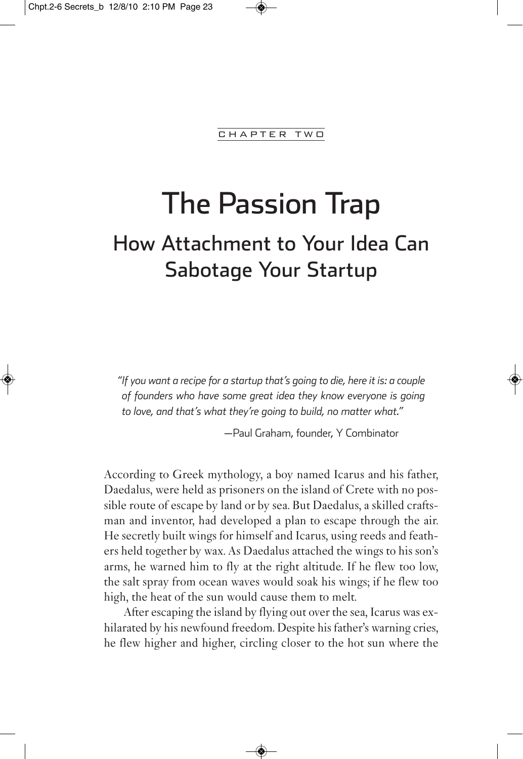CHAPTER TWO

# The Passion Trap

## How Attachment to Your Idea Can Sabotage Your Startup

*"If you want a recipe for a startup that's going to die, here it is: a couple of founders who have some great idea they know everyone is going to love, and that's what they're going to build, no matter what."*

—Paul Graham, founder, Y Combinator

According to Greek mythology, a boy named Icarus and his father, Daedalus, were held as prisoners on the island of Crete with no possible route of escape by land or by sea. But Daedalus, a skilled craftsman and inventor, had developed a plan to escape through the air. He secretly built wings for himself and Icarus, using reeds and feathers held together by wax. As Daedalus attached the wings to his son's arms, he warned him to fly at the right altitude. If he flew too low, the salt spray from ocean waves would soak his wings; if he flew too high, the heat of the sun would cause them to melt.

After escaping the island by flying out over the sea, Icarus was exhilarated by his newfound freedom. Despite his father's warning cries, he flew higher and higher, circling closer to the hot sun where the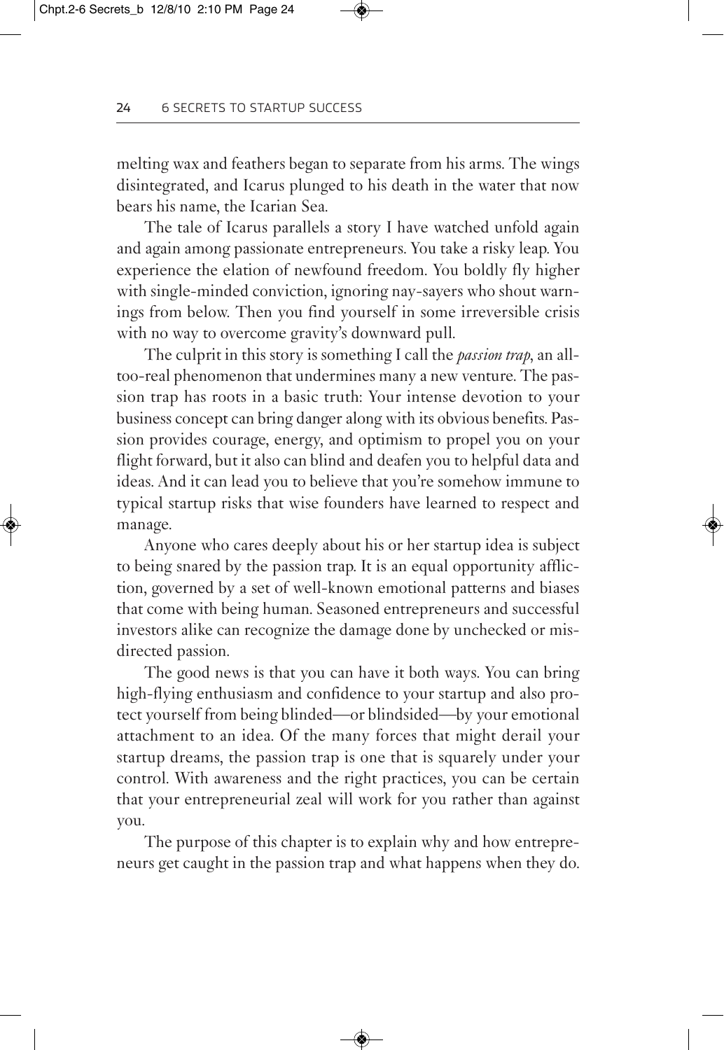melting wax and feathers began to separate from his arms. The wings disintegrated, and Icarus plunged to his death in the water that now bears his name, the Icarian Sea.

The tale of Icarus parallels a story I have watched unfold again and again among passionate entrepreneurs. You take a risky leap. You experience the elation of newfound freedom. You boldly fly higher with single-minded conviction, ignoring nay-sayers who shout warnings from below. Then you find yourself in some irreversible crisis with no way to overcome gravity's downward pull.

The culprit in this story is something I call the *passion trap*, an all-too-real phenomenon that undermines many a new venture. The passion trap has roots in a basic truth: Your intense devotion to your business concept can bring danger along with its obvious benefits. Passion provides courage, energy, and optimism to propel you on your flight forward, but it also can blind and deafen you to helpful data and ideas. And it can lead you to believe that you're somehow immune to typical startup risks that wise founders have learned to respect and manage.

Anyone who cares deeply about his or her startup idea is subject to being snared by the passion trap. It is an equal opportunity affliction, governed by a set of well-known emotional patterns and biases that come with being human. Seasoned entrepreneurs and successful investors alike can recognize the damage done by unchecked or misdirected passion.

The good news is that you can have it both ways. You can bring high-flying enthusiasm and confidence to your startup and also protect yourself from being blinded—or blindsided—by your emotional attachment to an idea. Of the many forces that might derail your startup dreams, the passion trap is one that is squarely under your control. With awareness and the right practices, you can be certain that your entrepreneurial zeal will work for you rather than against you.

The purpose of this chapter is to explain why and how entrepreneurs get caught in the passion trap and what happens when they do.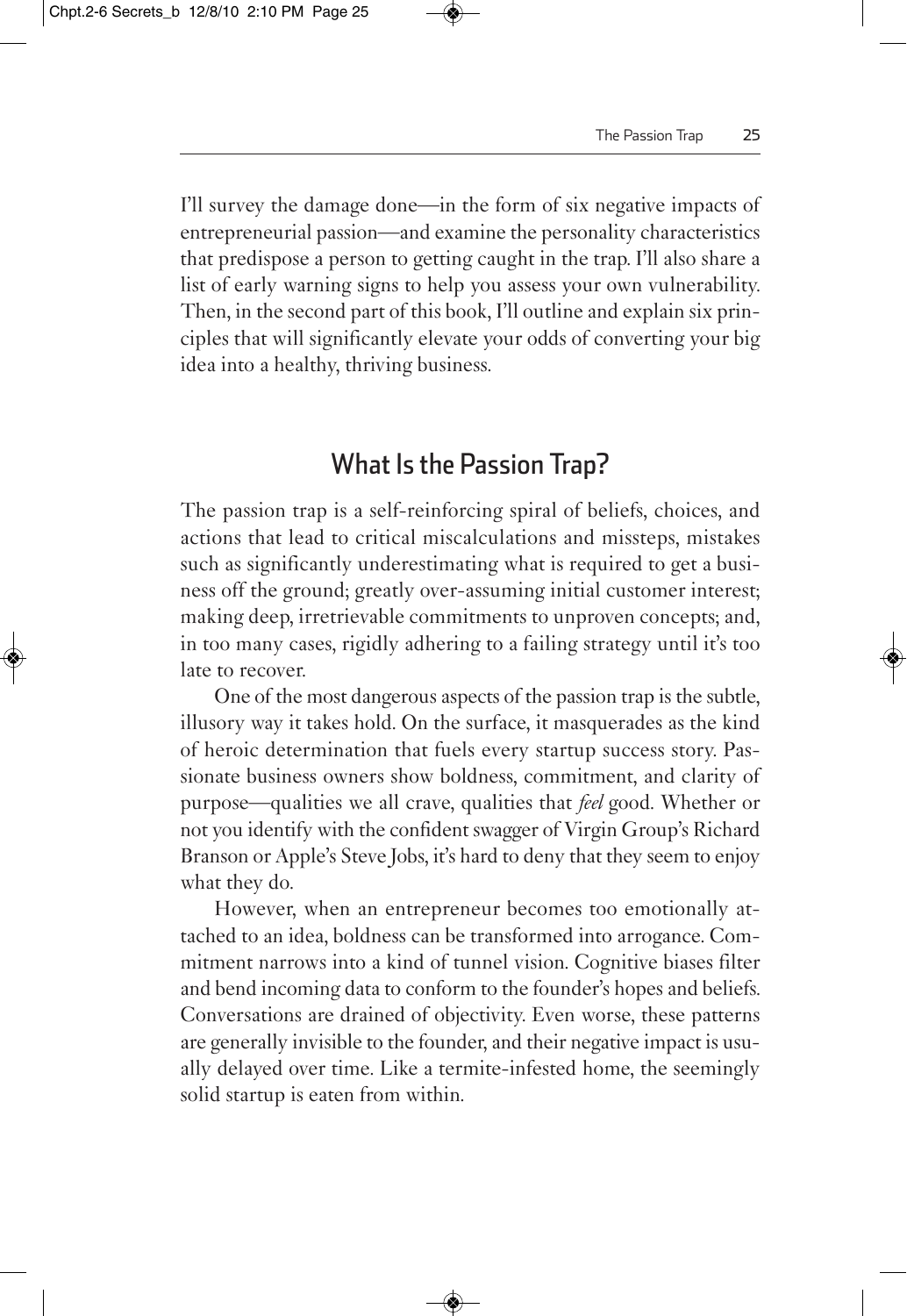I'll survey the damage done—in the form of six negative impacts of entrepreneurial passion—and examine the personality characteristics that predispose a person to getting caught in the trap. I'll also share a list of early warning signs to help you assess your own vulnerability. Then, in the second part of this book, I'll outline and explain six principles that will significantly elevate your odds of converting your big idea into a healthy, thriving business.

## What Is the Passion Trap?

The passion trap is a self-reinforcing spiral of beliefs, choices, and actions that lead to critical miscalculations and missteps, mistakes such as significantly underestimating what is required to get a business off the ground; greatly over-assuming initial customer interest; making deep, irretrievable commitments to unproven concepts; and, in too many cases, rigidly adhering to a failing strategy until it's too late to recover.

One of the most dangerous aspects of the passion trap is the subtle, illusory way it takes hold. On the surface, it masquerades as the kind of heroic determination that fuels every startup success story. Passionate business owners show boldness, commitment, and clarity of purpose—qualities we all crave, qualities that *feel* good. Whether or not you identify with the confident swagger of Virgin Group's Richard Branson or Apple's Steve Jobs, it's hard to deny that they seem to enjoy what they do.

However, when an entrepreneur becomes too emotionally attached to an idea, boldness can be transformed into arrogance. Commitment narrows into a kind of tunnel vision. Cognitive biases filter and bend incoming data to conform to the founder's hopes and beliefs. Conversations are drained of objectivity. Even worse, these patterns are generally invisible to the founder, and their negative impact is usually delayed over time. Like a termite-infested home, the seemingly solid startup is eaten from within.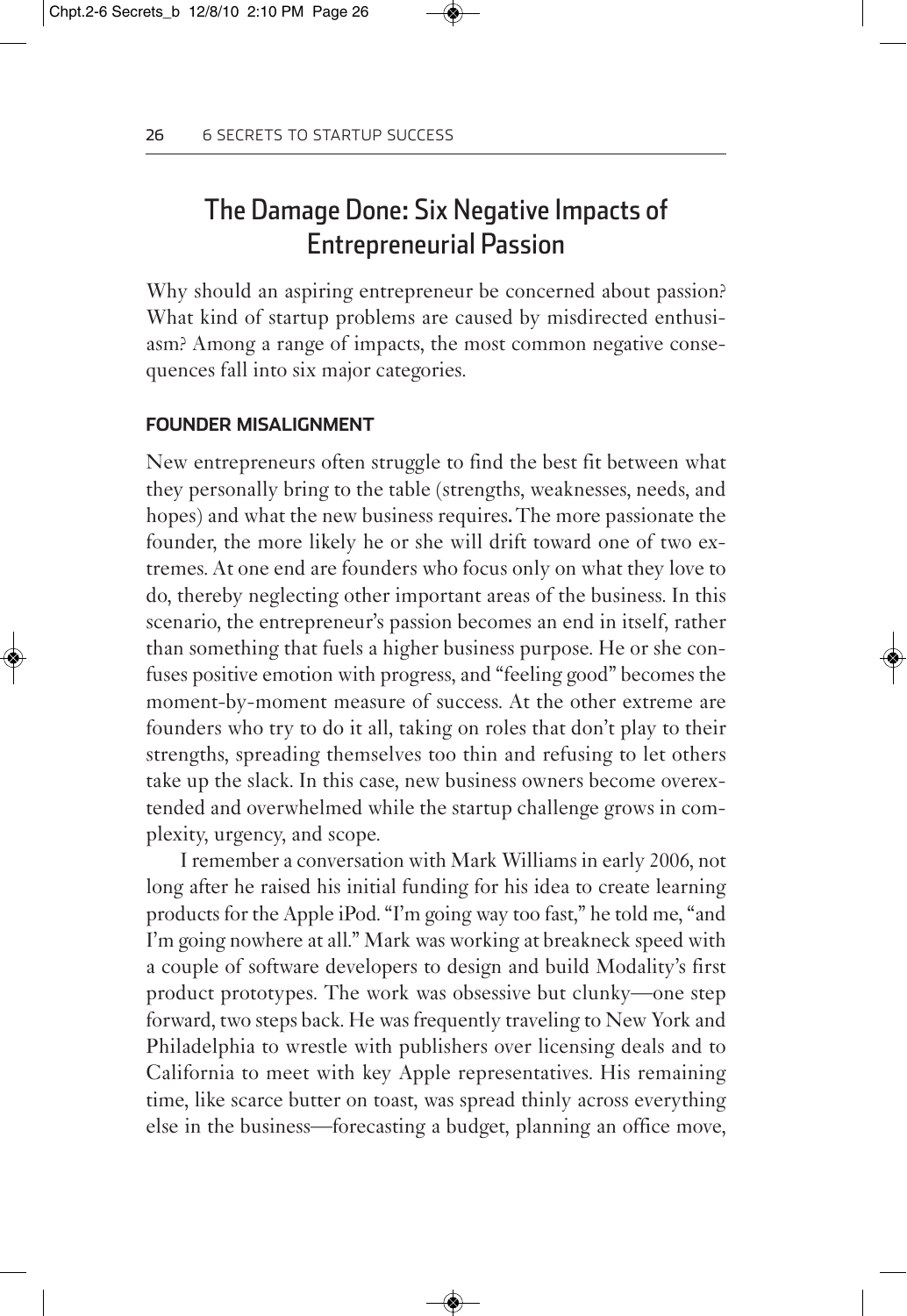## The Damage Done: Six Negative Impacts of Entrepreneurial Passion

Why should an aspiring entrepreneur be concerned about passion? What kind of startup problems are caused by misdirected enthusiasm? Among a range of impacts, the most common negative consequences fall into six major categories.

### FOUNDER MISALIGNMENT

New entrepreneurs often struggle to find the best fit between what they personally bring to the table (strengths, weaknesses, needs, and hopes) and what the new business requires**.** The more passionate the founder, the more likely he or she will drift toward one of two extremes. At one end are founders who focus only on what they love to do, thereby neglecting other important areas of the business. In this scenario, the entrepreneur's passion becomes an end in itself, rather than something that fuels a higher business purpose. He or she confuses positive emotion with progress, and "feeling good" becomes the moment-by-moment measure of success. At the other extreme are founders who try to do it all, taking on roles that don't play to their strengths, spreading themselves too thin and refusing to let others take up the slack. In this case, new business owners become overextended and overwhelmed while the startup challenge grows in complexity, urgency, and scope.

I remember a conversation with Mark Williams in early 2006, not long after he raised his initial funding for his idea to create learning products for the Apple iPod. "I'm going way too fast," he told me, "and I'm going nowhere at all." Mark was working at breakneck speed with a couple of software developers to design and build Modality's first product prototypes. The work was obsessive but clunky—one step forward, two steps back. He was frequently traveling to New York and Philadelphia to wrestle with publishers over licensing deals and to California to meet with key Apple representatives. His remaining time, like scarce butter on toast, was spread thinly across everything else in the business—forecasting a budget, planning an office move,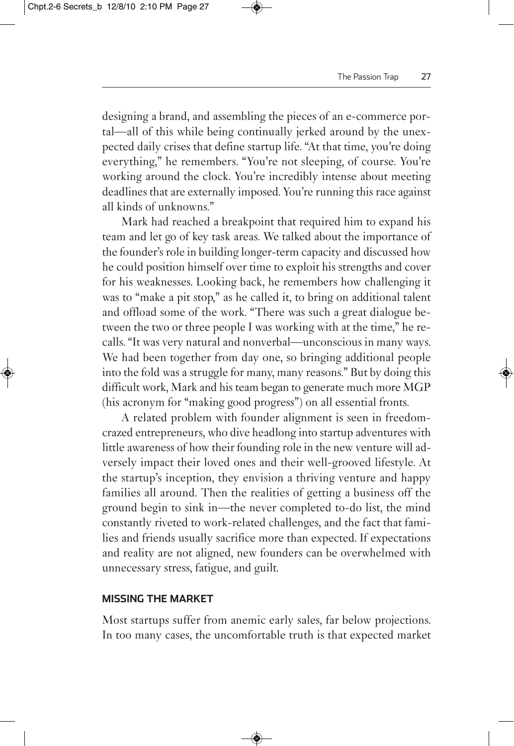designing a brand, and assembling the pieces of an e-commerce portal—all of this while being continually jerked around by the unexpected daily crises that define startup life. "At that time, you're doing everything," he remembers. "You're not sleeping, of course. You're working around the clock. You're incredibly intense about meeting deadlines that are externally imposed. You're running this race against all kinds of unknowns."

Mark had reached a breakpoint that required him to expand his team and let go of key task areas. We talked about the importance of the founder's role in building longer-term capacity and discussed how he could position himself over time to exploit his strengths and cover for his weaknesses. Looking back, he remembers how challenging it was to "make a pit stop," as he called it, to bring on additional talent and offload some of the work. "There was such a great dialogue between the two or three people I was working with at the time," he recalls. "It was very natural and nonverbal—unconscious in many ways. We had been together from day one, so bringing additional people into the fold was a struggle for many, many reasons." But by doing this difficult work, Mark and his team began to generate much more MGP (his acronym for "making good progress") on all essential fronts.

A related problem with founder alignment is seen in freedom-crazed entrepreneurs, who dive headlong into startup adventures with little awareness of how their founding role in the new venture will adversely impact their loved ones and their well-grooved lifestyle. At the startup's inception, they envision a thriving venture and happy families all around. Then the realities of getting a business off the ground begin to sink in—the never completed to-do list, the mind constantly riveted to work-related challenges, and the fact that families and friends usually sacrifice more than expected. If expectations and reality are not aligned, new founders can be overwhelmed with unnecessary stress, fatigue, and guilt.

## MISSING THE MARKET

Most startups suffer from anemic early sales, far below projections. In too many cases, the uncomfortable truth is that expected market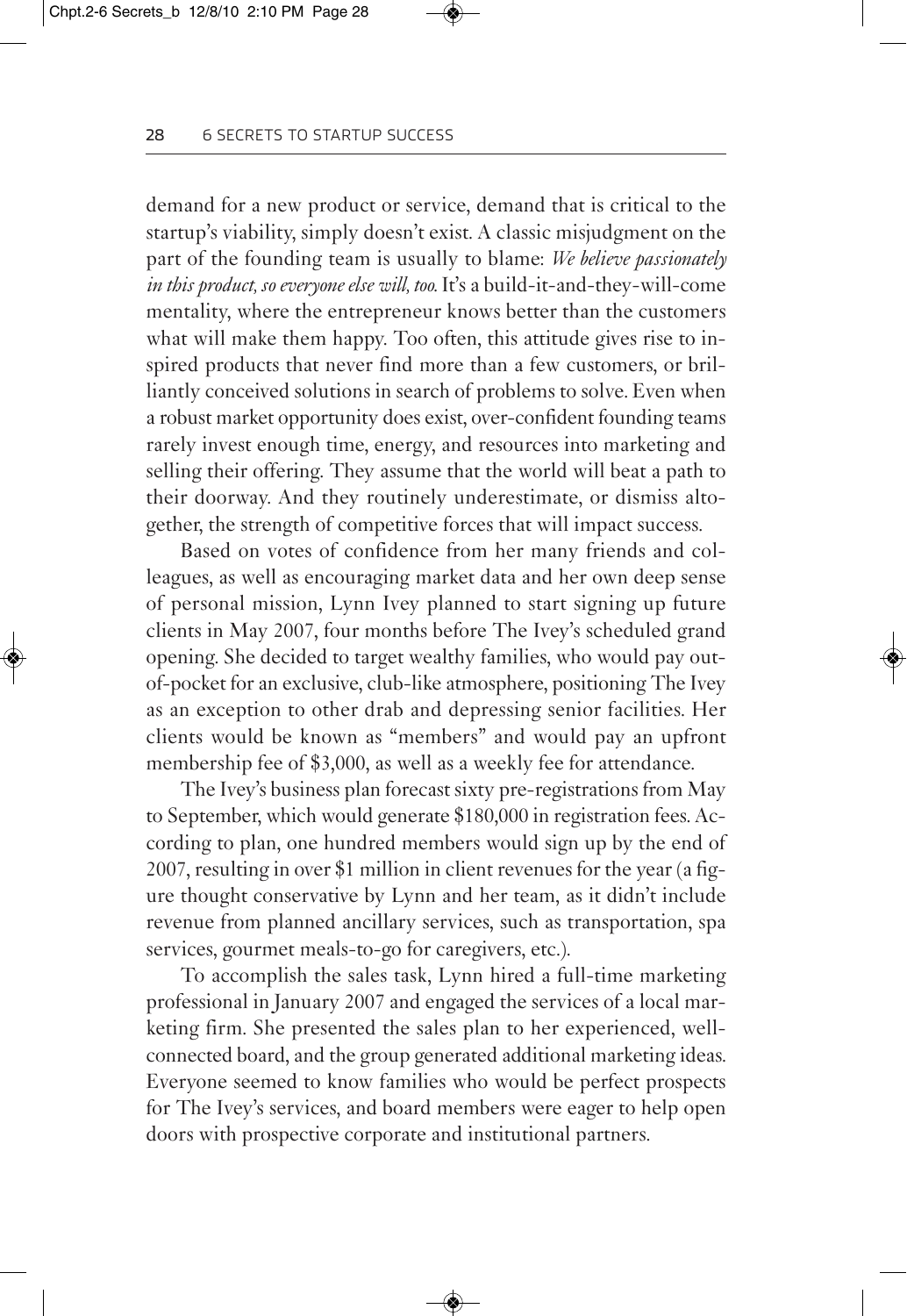demand for a new product or service, demand that is critical to the startup's viability, simply doesn't exist. A classic misjudgment on the part of the founding team is usually to blame: *We believe passionately in this product, so everyone else will, too.* It's a build-it-and-they-will-come mentality, where the entrepreneur knows better than the customers what will make them happy. Too often, this attitude gives rise to inspired products that never find more than a few customers, or brilliantly conceived solutions in search of problems to solve. Even when a robust market opportunity does exist, over-confident founding teams rarely invest enough time, energy, and resources into marketing and selling their offering. They assume that the world will beat a path to their doorway. And they routinely underestimate, or dismiss altogether, the strength of competitive forces that will impact success.

Based on votes of confidence from her many friends and colleagues, as well as encouraging market data and her own deep sense of personal mission, Lynn Ivey planned to start signing up future clients in May 2007, four months before The Ivey's scheduled grand opening. She decided to target wealthy families, who would pay out-of-pocket for an exclusive, club-like atmosphere, positioning The Ivey as an exception to other drab and depressing senior facilities. Her clients would be known as "members" and would pay an upfront membership fee of $3,000, as well as a weekly fee for attendance.

The Ivey's business plan forecast sixty pre-registrations from May to September, which would generate $180,000 in registration fees. According to plan, one hundred members would sign up by the end of 2007, resulting in over $1 million in client revenues for the year (a figure thought conservative by Lynn and her team, as it didn't include revenue from planned ancillary services, such as transportation, spa services, gourmet meals-to-go for caregivers, etc.).

To accomplish the sales task, Lynn hired a full-time marketing professional in January 2007 and engaged the services of a local marketing firm. She presented the sales plan to her experienced, well-connected board, and the group generated additional marketing ideas. Everyone seemed to know families who would be perfect prospects for The Ivey's services, and board members were eager to help open doors with prospective corporate and institutional partners.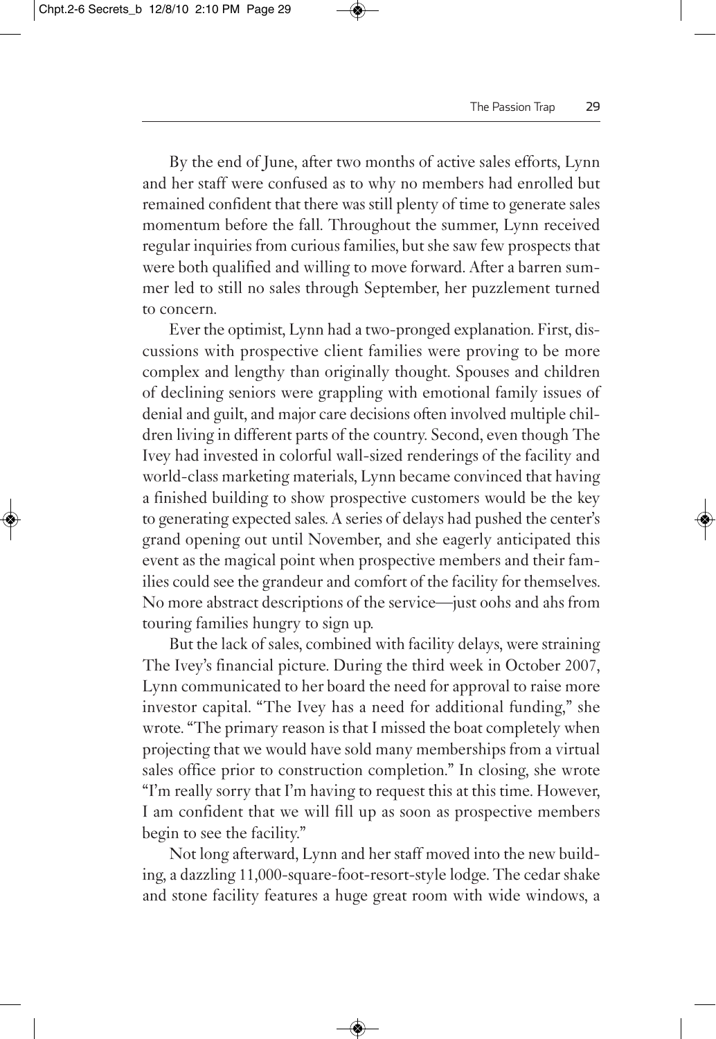By the end of June, after two months of active sales efforts, Lynn and her staff were confused as to why no members had enrolled but remained confident that there was still plenty of time to generate sales momentum before the fall. Throughout the summer, Lynn received regular inquiries from curious families, but she saw few prospects that were both qualified and willing to move forward. After a barren summer led to still no sales through September, her puzzlement turned to concern.

Ever the optimist, Lynn had a two-pronged explanation. First, discussions with prospective client families were proving to be more complex and lengthy than originally thought. Spouses and children of declining seniors were grappling with emotional family issues of denial and guilt, and major care decisions often involved multiple children living in different parts of the country. Second, even though The Ivey had invested in colorful wall-sized renderings of the facility and world-class marketing materials, Lynn became convinced that having a finished building to show prospective customers would be the key to generating expected sales. A series of delays had pushed the center's grand opening out until November, and she eagerly anticipated this event as the magical point when prospective members and their families could see the grandeur and comfort of the facility for themselves. No more abstract descriptions of the service—just oohs and ahs from touring families hungry to sign up.

But the lack of sales, combined with facility delays, were straining The Ivey's financial picture. During the third week in October 2007, Lynn communicated to her board the need for approval to raise more investor capital. "The Ivey has a need for additional funding," she wrote. "The primary reason is that I missed the boat completely when projecting that we would have sold many memberships from a virtual sales office prior to construction completion." In closing, she wrote "I'm really sorry that I'm having to request this at this time. However, I am confident that we will fill up as soon as prospective members begin to see the facility."

Not long afterward, Lynn and her staff moved into the new building, a dazzling 11,000-square-foot-resort-style lodge. The cedar shake and stone facility features a huge great room with wide windows, a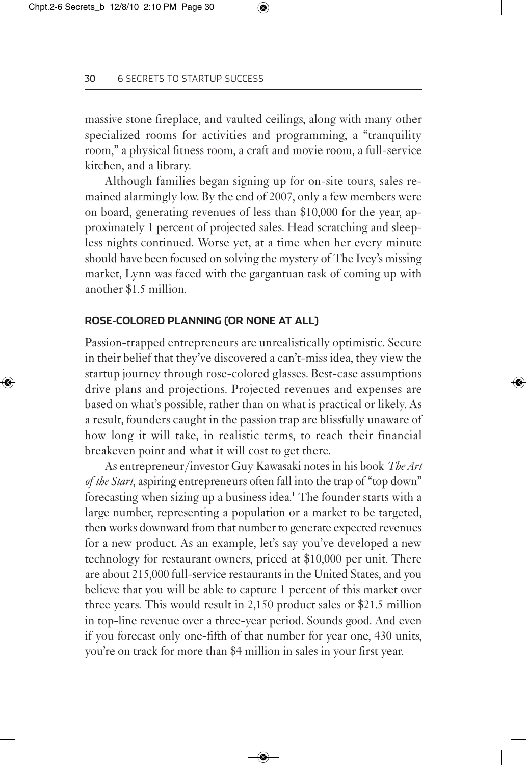massive stone fireplace, and vaulted ceilings, along with many other specialized rooms for activities and programming, a "tranquility room," a physical fitness room, a craft and movie room, a full-service kitchen, and a library.

Although families began signing up for on-site tours, sales remained alarmingly low. By the end of 2007, only a few members were on board, generating revenues of less than $10,000 for the year, approximately 1 percent of projected sales. Head scratching and sleepless nights continued. Worse yet, at a time when her every minute should have been focused on solving the mystery of The Ivey's missing market, Lynn was faced with the gargantuan task of coming up with another $1.5 million.

## ROSE-COLORED PLANNING (OR NONE AT ALL)

Passion-trapped entrepreneurs are unrealistically optimistic. Secure in their belief that they've discovered a can't-miss idea, they view the startup journey through rose-colored glasses. Best-case assumptions drive plans and projections. Projected revenues and expenses are based on what's possible, rather than on what is practical or likely. As a result, founders caught in the passion trap are blissfully unaware of how long it will take, in realistic terms, to reach their financial breakeven point and what it will cost to get there.

As entrepreneur/investor Guy Kawasaki notes in his book *The Art of the Start*, aspiring entrepreneurs often fall into the trap of "top down" forecasting when sizing up a business idea.[1] The founder starts with a large number, representing a population or a market to be targeted, then works downward from that number to generate expected revenues for a new product. As an example, let's say you've developed a new technology for restaurant owners, priced at $10,000 per unit. There are about 215,000 full-service restaurants in the United States, and you believe that you will be able to capture 1 percent of this market over three years. This would result in 2,150 product sales or $21.5 million in top-line revenue over a three-year period. Sounds good. And even if you forecast only one-fifth of that number for year one, 430 units, you're on track for more than $4 million in sales in your first year.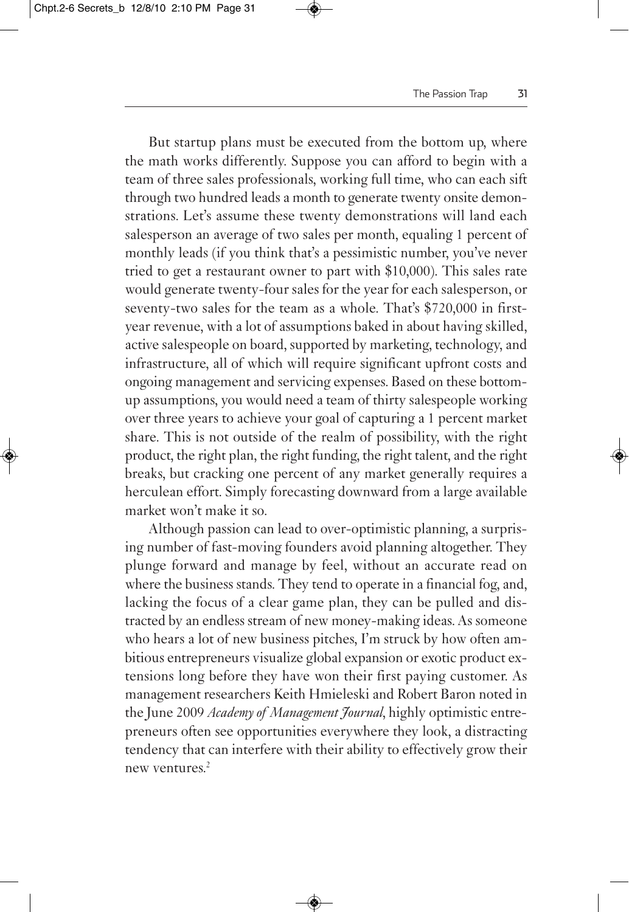But startup plans must be executed from the bottom up, where the math works differently. Suppose you can afford to begin with a team of three sales professionals, working full time, who can each sift through two hundred leads a month to generate twenty onsite demonstrations. Let's assume these twenty demonstrations will land each salesperson an average of two sales per month, equaling 1 percent of monthly leads (if you think that's a pessimistic number, you've never tried to get a restaurant owner to part with $10,000). This sales rate would generate twenty-four sales for the year for each salesperson, or seventy-two sales for the team as a whole. That's $720,000 in first-year revenue, with a lot of assumptions baked in about having skilled, active salespeople on board, supported by marketing, technology, and infrastructure, all of which will require significant upfront costs and ongoing management and servicing expenses. Based on these bottom-up assumptions, you would need a team of thirty salespeople working over three years to achieve your goal of capturing a 1 percent market share. This is not outside of the realm of possibility, with the right product, the right plan, the right funding, the right talent, and the right breaks, but cracking one percent of any market generally requires a herculean effort. Simply forecasting downward from a large available market won't make it so.

Although passion can lead to over-optimistic planning, a surprising number of fast-moving founders avoid planning altogether. They plunge forward and manage by feel, without an accurate read on where the business stands. They tend to operate in a financial fog, and, lacking the focus of a clear game plan, they can be pulled and distracted by an endless stream of new money-making ideas. As someone who hears a lot of new business pitches, I'm struck by how often ambitious entrepreneurs visualize global expansion or exotic product extensions long before they have won their first paying customer. As management researchers Keith Hmieleski and Robert Baron noted in the June 2009 *Academy of Management Journal*, highly optimistic entrepreneurs often see opportunities everywhere they look, a distracting tendency that can interfere with their ability to effectively grow their new ventures.[2]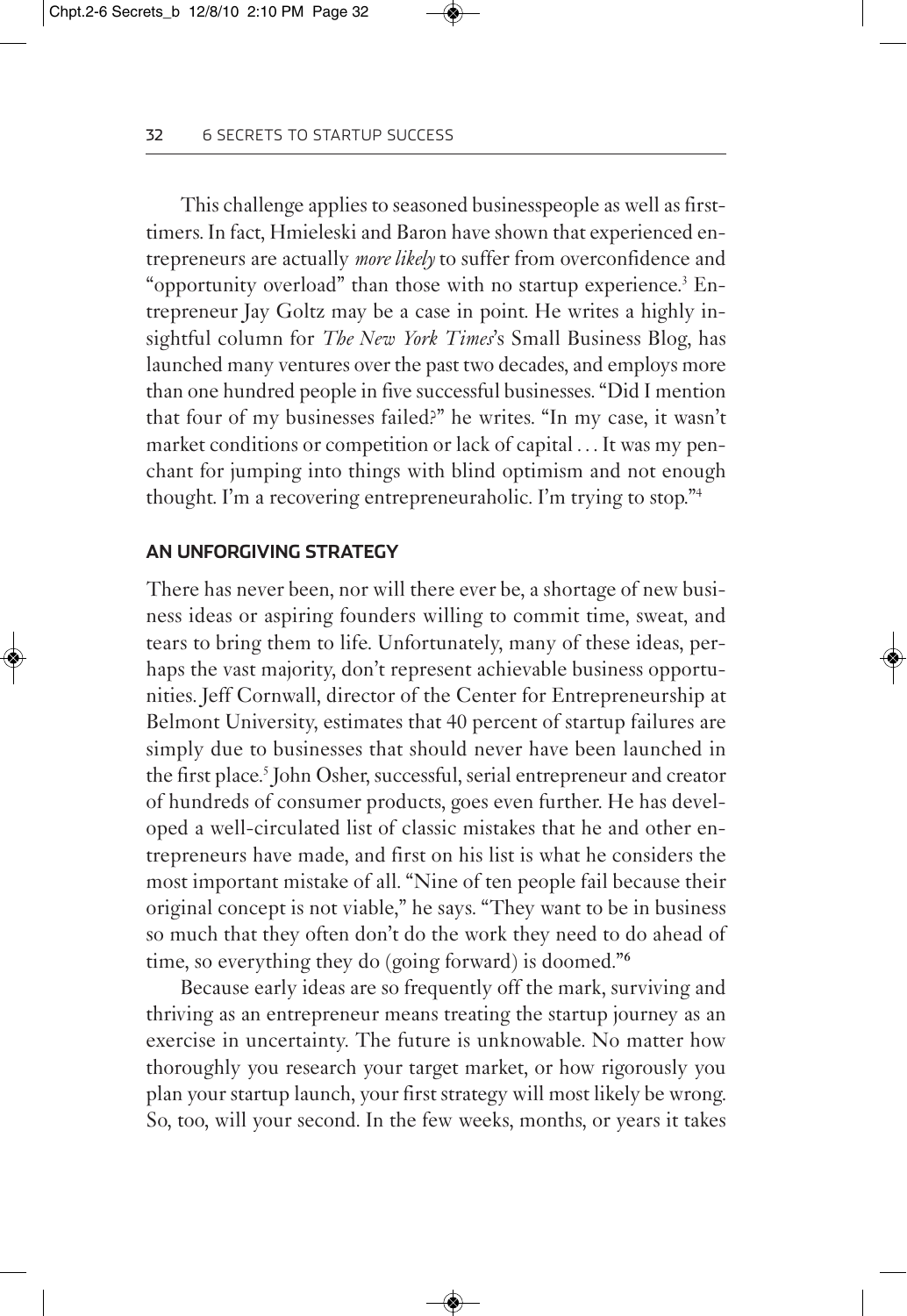This challenge applies to seasoned businesspeople as well as first-timers. In fact, Hmieleski and Baron have shown that experienced entrepreneurs are actually *more likely* to suffer from overconfidence and "opportunity overload" than those with no startup experience.[3] Entrepreneur Jay Goltz may be a case in point. He writes a highly insightful column for *The New York Times*'s Small Business Blog, has launched many ventures over the past two decades, and employs more than one hundred people in five successful businesses. "Did I mention that four of my businesses failed?" he writes. "In my case, it wasn't market conditions or competition or lack of capital . . . It was my penchant for jumping into things with blind optimism and not enough thought. I'm a recovering entrepreneuraholic. I'm trying to stop."[4]

## AN UNFORGIVING STRATEGY

There has never been, nor will there ever be, a shortage of new business ideas or aspiring founders willing to commit time, sweat, and tears to bring them to life. Unfortunately, many of these ideas, perhaps the vast majority, don't represent achievable business opportunities. Jeff Cornwall, director of the Center for Entrepreneurship at Belmont University, estimates that 40 percent of startup failures are simply due to businesses that should never have been launched in the first place.[5] John Osher, successful, serial entrepreneur and creator of hundreds of consumer products, goes even further. He has developed a well-circulated list of classic mistakes that he and other entrepreneurs have made, and first on his list is what he considers the most important mistake of all. "Nine of ten people fail because their original concept is not viable," he says. "They want to be in business so much that they often don't do the work they need to do ahead of time, so everything they do (going forward) is doomed."[6]

Because early ideas are so frequently off the mark, surviving and thriving as an entrepreneur means treating the startup journey as an exercise in uncertainty. The future is unknowable. No matter how thoroughly you research your target market, or how rigorously you plan your startup launch, your first strategy will most likely be wrong. So, too, will your second. In the few weeks, months, or years it takes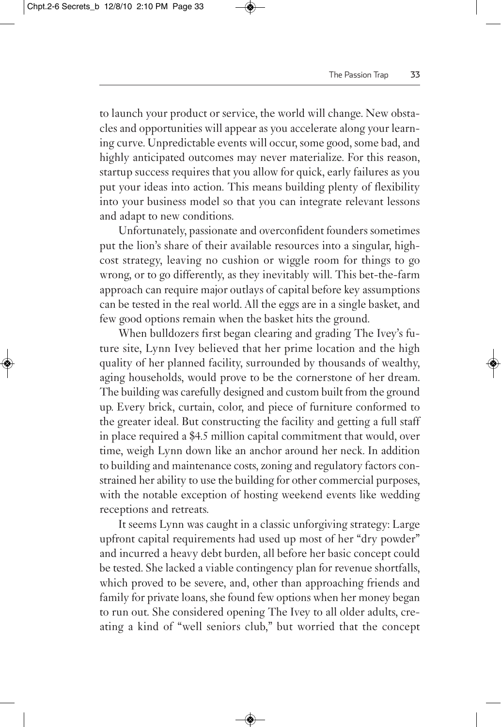to launch your product or service, the world will change. New obstacles and opportunities will appear as you accelerate along your learning curve. Unpredictable events will occur, some good, some bad, and highly anticipated outcomes may never materialize. For this reason, startup success requires that you allow for quick, early failures as you put your ideas into action. This means building plenty of flexibility into your business model so that you can integrate relevant lessons and adapt to new conditions.

Unfortunately, passionate and overconfident founders sometimes put the lion's share of their available resources into a singular, high-cost strategy, leaving no cushion or wiggle room for things to go wrong, or to go differently, as they inevitably will. This bet-the-farm approach can require major outlays of capital before key assumptions can be tested in the real world. All the eggs are in a single basket, and few good options remain when the basket hits the ground.

When bulldozers first began clearing and grading The Ivey's future site, Lynn Ivey believed that her prime location and the high quality of her planned facility, surrounded by thousands of wealthy, aging households, would prove to be the cornerstone of her dream. The building was carefully designed and custom built from the ground up. Every brick, curtain, color, and piece of furniture conformed to the greater ideal. But constructing the facility and getting a full staff in place required a $4.5 million capital commitment that would, over time, weigh Lynn down like an anchor around her neck. In addition to building and maintenance costs, zoning and regulatory factors constrained her ability to use the building for other commercial purposes, with the notable exception of hosting weekend events like wedding receptions and retreats.

It seems Lynn was caught in a classic unforgiving strategy: Large upfront capital requirements had used up most of her "dry powder" and incurred a heavy debt burden, all before her basic concept could be tested. She lacked a viable contingency plan for revenue shortfalls, which proved to be severe, and, other than approaching friends and family for private loans, she found few options when her money began to run out. She considered opening The Ivey to all older adults, creating a kind of "well seniors club," but worried that the concept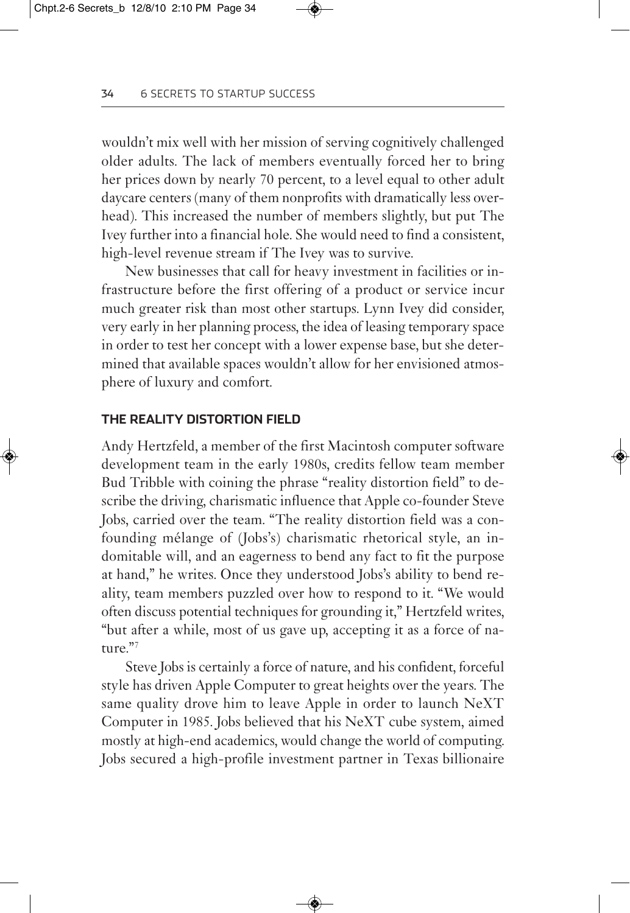wouldn't mix well with her mission of serving cognitively challenged older adults. The lack of members eventually forced her to bring her prices down by nearly 70 percent, to a level equal to other adult daycare centers (many of them nonprofits with dramatically less overhead). This increased the number of members slightly, but put The Ivey further into a financial hole. She would need to find a consistent, high-level revenue stream if The Ivey was to survive.

New businesses that call for heavy investment in facilities or infrastructure before the first offering of a product or service incur much greater risk than most other startups. Lynn Ivey did consider, very early in her planning process, the idea of leasing temporary space in order to test her concept with a lower expense base, but she determined that available spaces wouldn't allow for her envisioned atmosphere of luxury and comfort.

### THE REALITY DISTORTION FIELD

Andy Hertzfeld, a member of the first Macintosh computer software development team in the early 1980s, credits fellow team member Bud Tribble with coining the phrase "reality distortion field" to describe the driving, charismatic influence that Apple co-founder Steve Jobs, carried over the team. "The reality distortion field was a confounding mélange of (Jobs's) charismatic rhetorical style, an indomitable will, and an eagerness to bend any fact to fit the purpose at hand," he writes. Once they understood Jobs's ability to bend reality, team members puzzled over how to respond to it. "We would often discuss potential techniques for grounding it," Hertzfeld writes, "but after a while, most of us gave up, accepting it as a force of nature."[7]

Steve Jobs is certainly a force of nature, and his confident, forceful style has driven Apple Computer to great heights over the years. The same quality drove him to leave Apple in order to launch NeXT Computer in 1985. Jobs believed that his NeXT cube system, aimed mostly at high-end academics, would change the world of computing. Jobs secured a high-profile investment partner in Texas billionaire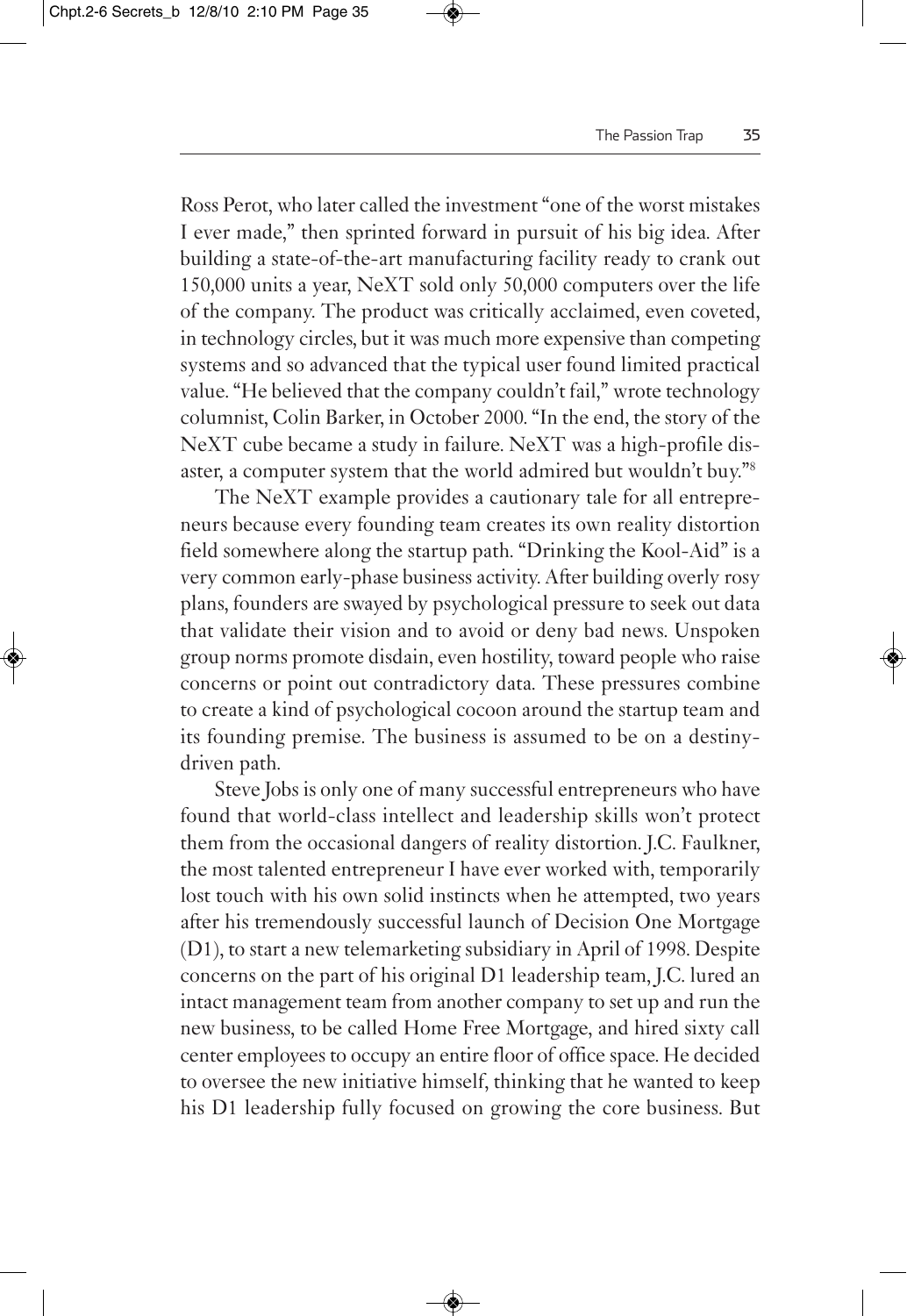Ross Perot, who later called the investment "one of the worst mistakes I ever made," then sprinted forward in pursuit of his big idea. After building a state-of-the-art manufacturing facility ready to crank out 150,000 units a year, NeXT sold only 50,000 computers over the life of the company. The product was critically acclaimed, even coveted, in technology circles, but it was much more expensive than competing systems and so advanced that the typical user found limited practical value. "He believed that the company couldn't fail," wrote technology columnist, Colin Barker, in October 2000. "In the end, the story of the NeXT cube became a study in failure. NeXT was a high-profile disaster, a computer system that the world admired but wouldn't buy."[8]

The NeXT example provides a cautionary tale for all entrepreneurs because every founding team creates its own reality distortion field somewhere along the startup path. "Drinking the Kool-Aid" is a very common early-phase business activity. After building overly rosy plans, founders are swayed by psychological pressure to seek out data that validate their vision and to avoid or deny bad news. Unspoken group norms promote disdain, even hostility, toward people who raise concerns or point out contradictory data. These pressures combine to create a kind of psychological cocoon around the startup team and its founding premise. The business is assumed to be on a destiny-driven path.

Steve Jobs is only one of many successful entrepreneurs who have found that world-class intellect and leadership skills won't protect them from the occasional dangers of reality distortion. J.C. Faulkner, the most talented entrepreneur I have ever worked with, temporarily lost touch with his own solid instincts when he attempted, two years after his tremendously successful launch of Decision One Mortgage (D1), to start a new telemarketing subsidiary in April of 1998. Despite concerns on the part of his original D1 leadership team, J.C. lured an intact management team from another company to set up and run the new business, to be called Home Free Mortgage, and hired sixty call center employees to occupy an entire floor of office space. He decided to oversee the new initiative himself, thinking that he wanted to keep his D1 leadership fully focused on growing the core business. But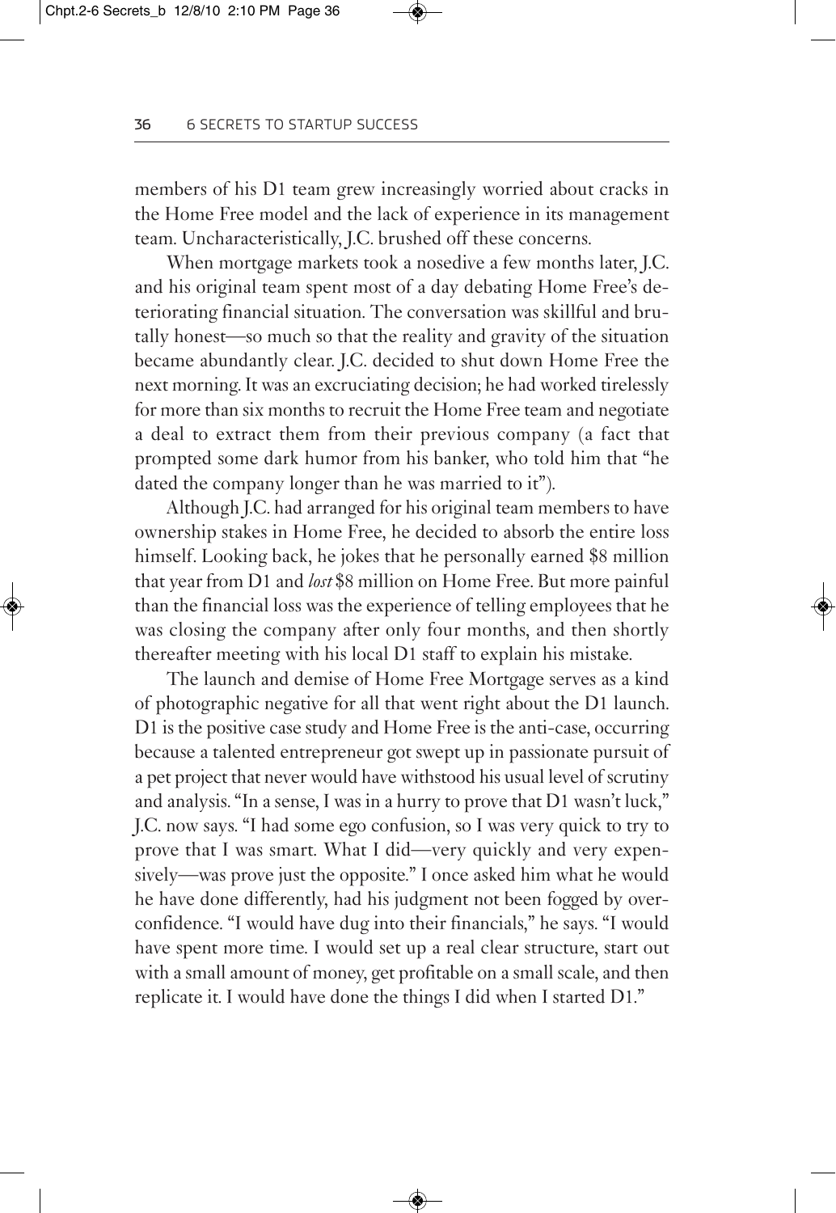members of his D1 team grew increasingly worried about cracks in the Home Free model and the lack of experience in its management team. Uncharacteristically, J.C. brushed off these concerns.

When mortgage markets took a nosedive a few months later, J.C. and his original team spent most of a day debating Home Free's deteriorating financial situation. The conversation was skillful and brutally honest—so much so that the reality and gravity of the situation became abundantly clear. J.C. decided to shut down Home Free the next morning. It was an excruciating decision; he had worked tirelessly for more than six months to recruit the Home Free team and negotiate a deal to extract them from their previous company (a fact that prompted some dark humor from his banker, who told him that "he dated the company longer than he was married to it").

Although J.C. had arranged for his original team members to have ownership stakes in Home Free, he decided to absorb the entire loss himself. Looking back, he jokes that he personally earned $8 million that year from D1 and *lost* $8 million on Home Free. But more painful than the financial loss was the experience of telling employees that he was closing the company after only four months, and then shortly thereafter meeting with his local D1 staff to explain his mistake.

The launch and demise of Home Free Mortgage serves as a kind of photographic negative for all that went right about the D1 launch. D1 is the positive case study and Home Free is the anti-case, occurring because a talented entrepreneur got swept up in passionate pursuit of a pet project that never would have withstood his usual level of scrutiny and analysis. "In a sense, I was in a hurry to prove that D1 wasn't luck," J.C. now says. "I had some ego confusion, so I was very quick to try to prove that I was smart. What I did—very quickly and very expensively—was prove just the opposite." I once asked him what he would he have done differently, had his judgment not been fogged by overconfidence. "I would have dug into their financials," he says. "I would have spent more time. I would set up a real clear structure, start out with a small amount of money, get profitable on a small scale, and then replicate it. I would have done the things I did when I started D1."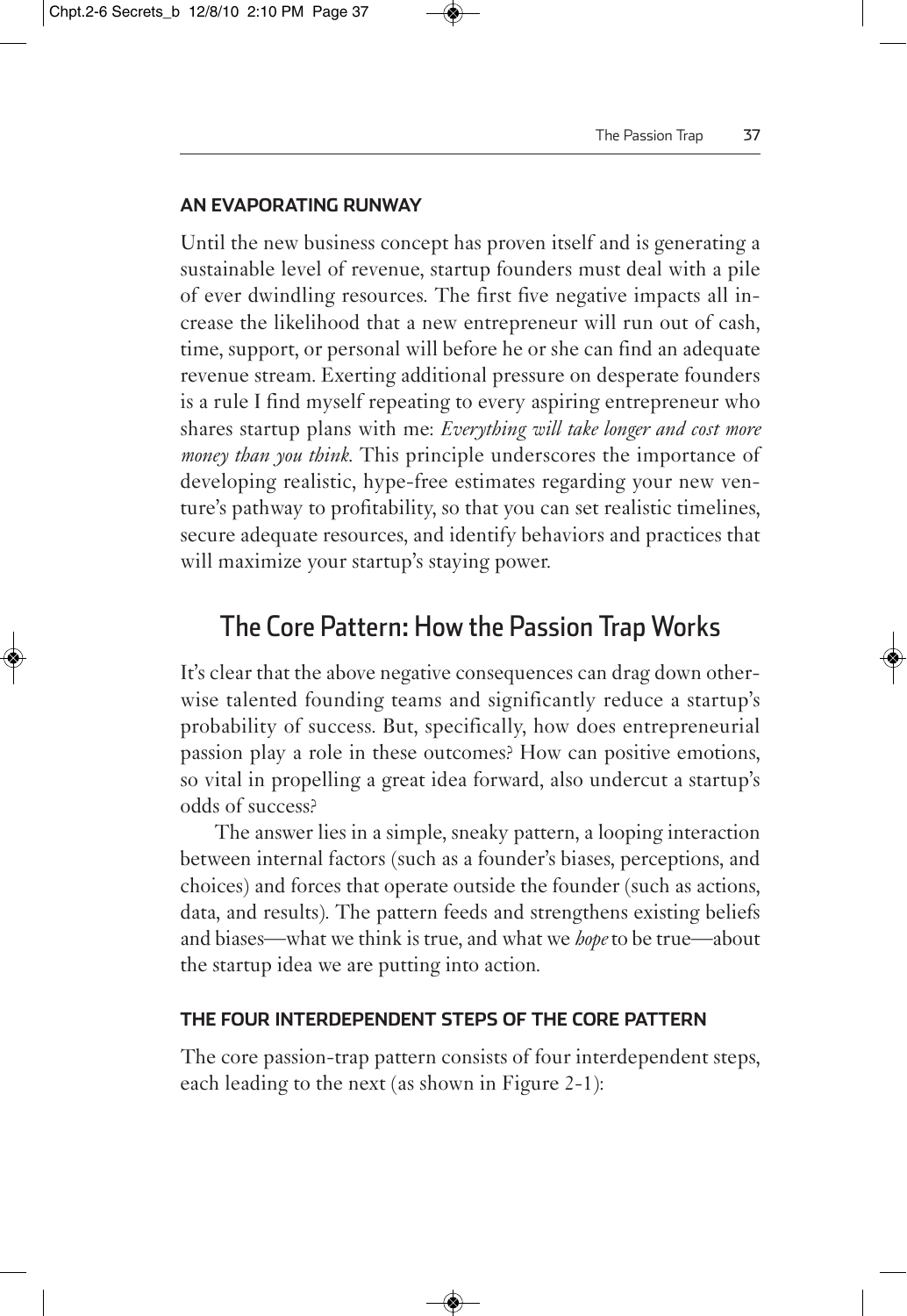### AN EVAPORATING RUNWAY

Until the new business concept has proven itself and is generating a sustainable level of revenue, startup founders must deal with a pile of ever dwindling resources. The first five negative impacts all increase the likelihood that a new entrepreneur will run out of cash, time, support, or personal will before he or she can find an adequate revenue stream. Exerting additional pressure on desperate founders is a rule I find myself repeating to every aspiring entrepreneur who shares startup plans with me: *Everything will take longer and cost more money than you think.* This principle underscores the importance of developing realistic, hype-free estimates regarding your new venture's pathway to profitability, so that you can set realistic timelines, secure adequate resources, and identify behaviors and practices that will maximize your startup's staying power.

## The Core Pattern: How the Passion Trap Works

It's clear that the above negative consequences can drag down otherwise talented founding teams and significantly reduce a startup's probability of success. But, specifically, how does entrepreneurial passion play a role in these outcomes? How can positive emotions, so vital in propelling a great idea forward, also undercut a startup's odds of success?

The answer lies in a simple, sneaky pattern, a looping interaction between internal factors (such as a founder's biases, perceptions, and choices) and forces that operate outside the founder (such as actions, data, and results). The pattern feeds and strengthens existing beliefs and biases—what we think is true, and what we *hope* to be true—about the startup idea we are putting into action.

### THE FOUR INTERDEPENDENT STEPS OF THE CORE PATTERN

The core passion-trap pattern consists of four interdependent steps, each leading to the next (as shown in Figure 2-1):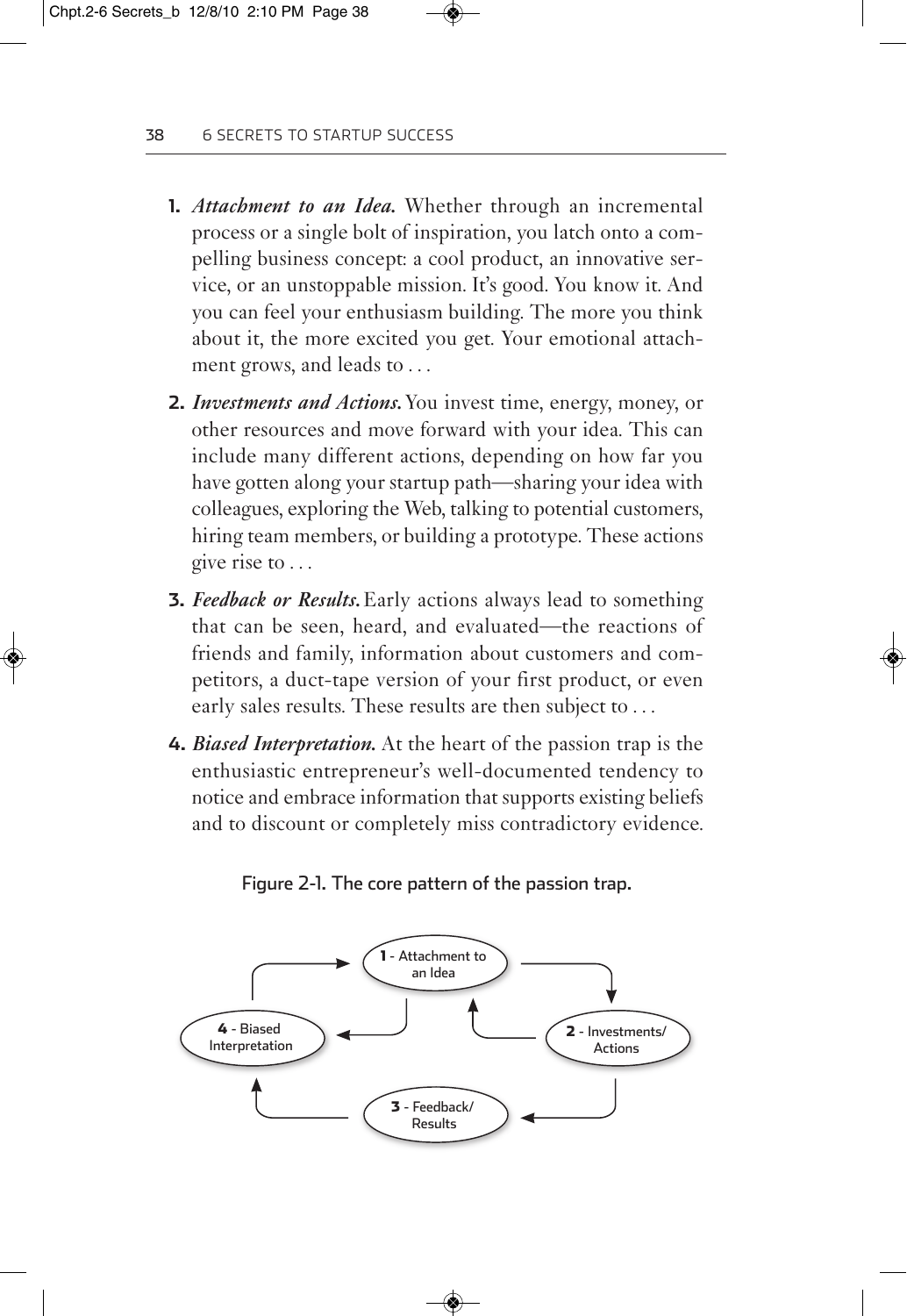1. ***Attachment to an Idea.*** Whether through an incremental process or a single bolt of inspiration, you latch onto a compelling business concept: a cool product, an innovative service, or an unstoppable mission. It's good. You know it. And you can feel your enthusiasm building. The more you think about it, the more excited you get. Your emotional attachment grows, and leads to . . .

2. ***Investments and Actions.*** You invest time, energy, money, or other resources and move forward with your idea. This can include many different actions, depending on how far you have gotten along your startup path—sharing your idea with colleagues, exploring the Web, talking to potential customers, hiring team members, or building a prototype. These actions give rise to . . .

3. ***Feedback or Results.*** Early actions always lead to something that can be seen, heard, and evaluated—the reactions of friends and family, information about customers and competitors, a duct-tape version of your first product, or even early sales results. These results are then subject to . . .

4. ***Biased Interpretation.*** At the heart of the passion trap is the enthusiastic entrepreneur's well-documented tendency to notice and embrace information that supports existing beliefs and to discount or completely miss contradictory evidence.

Figure 2-1. The core pattern of the passion trap.

**1** - Attachment to an Idea → **2** - Investments/Actions → **3** - Feedback/Results → **4** - Biased Interpretation → **1** - Attachment to an Idea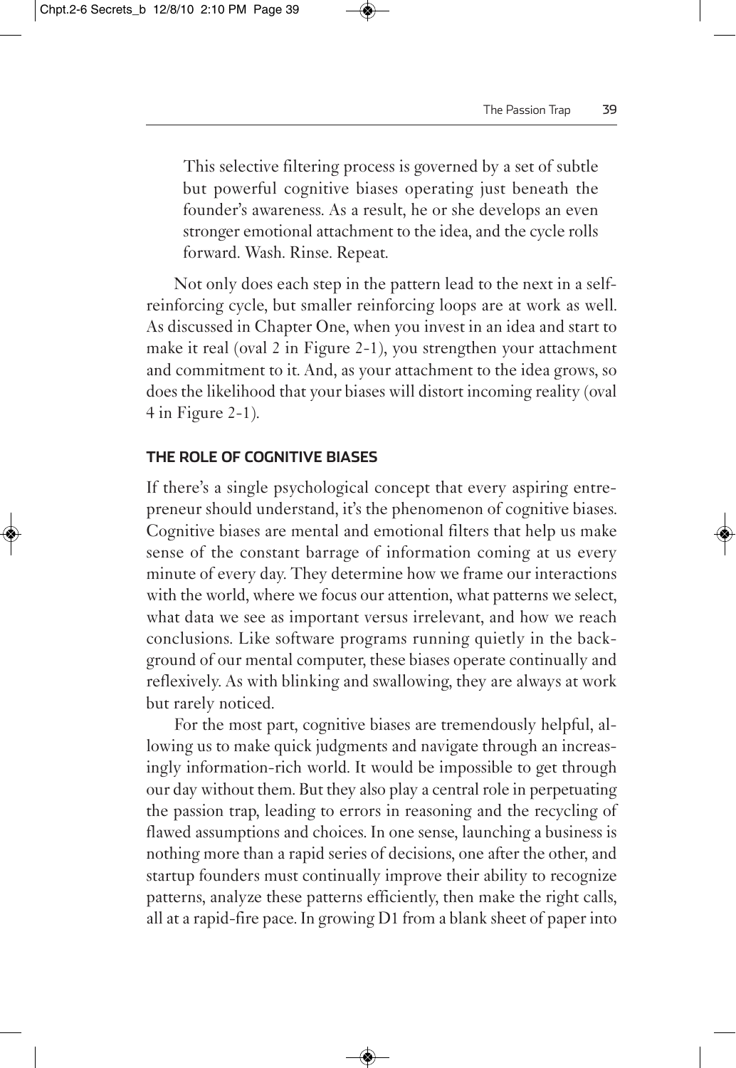> This selective filtering process is governed by a set of subtle but powerful cognitive biases operating just beneath the founder's awareness. As a result, he or she develops an even stronger emotional attachment to the idea, and the cycle rolls forward. Wash. Rinse. Repeat.

Not only does each step in the pattern lead to the next in a self-reinforcing cycle, but smaller reinforcing loops are at work as well. As discussed in Chapter One, when you invest in an idea and start to make it real (oval 2 in Figure 2-1), you strengthen your attachment and commitment to it. And, as your attachment to the idea grows, so does the likelihood that your biases will distort incoming reality (oval 4 in Figure 2-1).

## THE ROLE OF COGNITIVE BIASES

If there's a single psychological concept that every aspiring entrepreneur should understand, it's the phenomenon of cognitive biases. Cognitive biases are mental and emotional filters that help us make sense of the constant barrage of information coming at us every minute of every day. They determine how we frame our interactions with the world, where we focus our attention, what patterns we select, what data we see as important versus irrelevant, and how we reach conclusions. Like software programs running quietly in the background of our mental computer, these biases operate continually and reflexively. As with blinking and swallowing, they are always at work but rarely noticed.

For the most part, cognitive biases are tremendously helpful, allowing us to make quick judgments and navigate through an increasingly information-rich world. It would be impossible to get through our day without them. But they also play a central role in perpetuating the passion trap, leading to errors in reasoning and the recycling of flawed assumptions and choices. In one sense, launching a business is nothing more than a rapid series of decisions, one after the other, and startup founders must continually improve their ability to recognize patterns, analyze these patterns efficiently, then make the right calls, all at a rapid-fire pace. In growing D1 from a blank sheet of paper into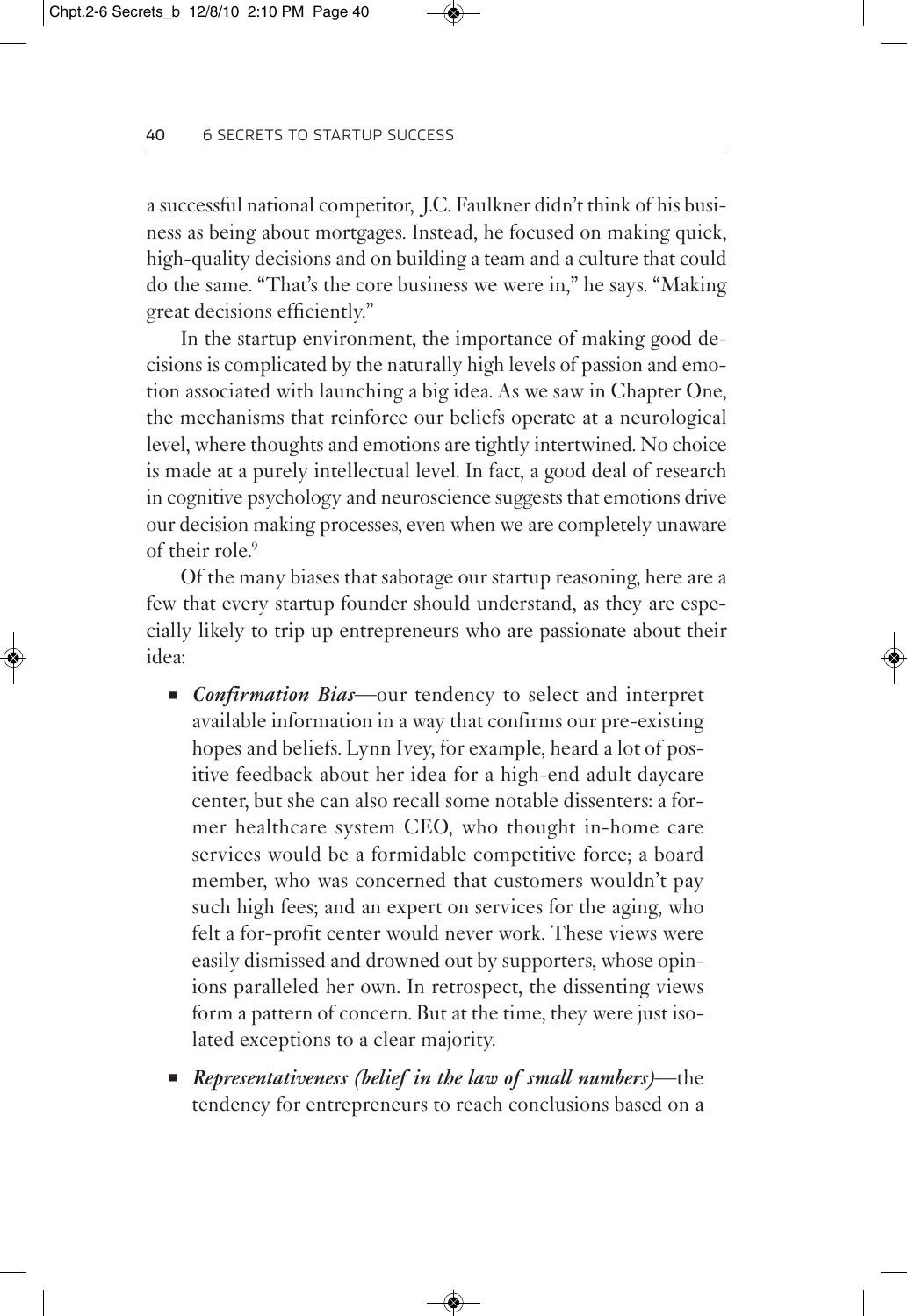a successful national competitor, J.C. Faulkner didn't think of his business as being about mortgages. Instead, he focused on making quick, high-quality decisions and on building a team and a culture that could do the same. "That's the core business we were in," he says. "Making great decisions efficiently."

In the startup environment, the importance of making good decisions is complicated by the naturally high levels of passion and emotion associated with launching a big idea. As we saw in Chapter One, the mechanisms that reinforce our beliefs operate at a neurological level, where thoughts and emotions are tightly intertwined. No choice is made at a purely intellectual level. In fact, a good deal of research in cognitive psychology and neuroscience suggests that emotions drive our decision making processes, even when we are completely unaware of their role.[9]

Of the many biases that sabotage our startup reasoning, here are a few that every startup founder should understand, as they are especially likely to trip up entrepreneurs who are passionate about their idea:

- ***Confirmation Bias***—our tendency to select and interpret available information in a way that confirms our pre-existing hopes and beliefs. Lynn Ivey, for example, heard a lot of positive feedback about her idea for a high-end adult daycare center, but she can also recall some notable dissenters: a former healthcare system CEO, who thought in-home care services would be a formidable competitive force; a board member, who was concerned that customers wouldn't pay such high fees; and an expert on services for the aging, who felt a for-profit center would never work. These views were easily dismissed and drowned out by supporters, whose opinions paralleled her own. In retrospect, the dissenting views form a pattern of concern. But at the time, they were just isolated exceptions to a clear majority.
- ***Representativeness (belief in the law of small numbers)***—the tendency for entrepreneurs to reach conclusions based on a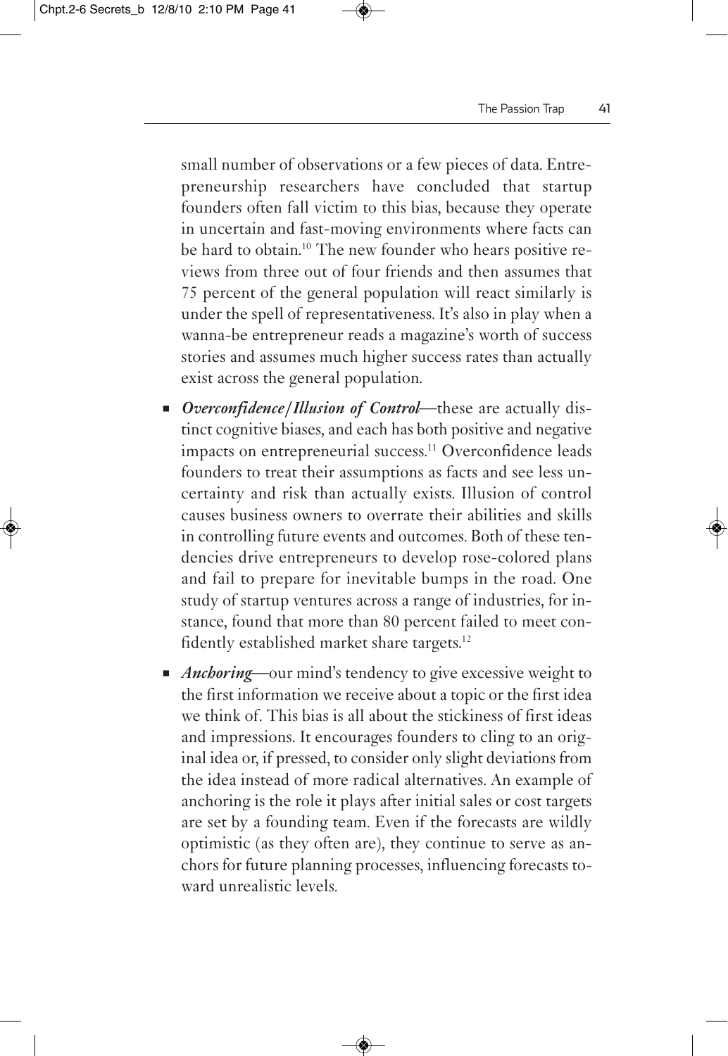small number of observations or a few pieces of data. Entrepreneurship researchers have concluded that startup founders often fall victim to this bias, because they operate in uncertain and fast-moving environments where facts can be hard to obtain.[10] The new founder who hears positive reviews from three out of four friends and then assumes that 75 percent of the general population will react similarly is under the spell of representativeness. It's also in play when a wanna-be entrepreneur reads a magazine's worth of success stories and assumes much higher success rates than actually exist across the general population.

- ***Overconfidence/Illusion of Control***—these are actually distinct cognitive biases, and each has both positive and negative impacts on entrepreneurial success.[11] Overconfidence leads founders to treat their assumptions as facts and see less uncertainty and risk than actually exists. Illusion of control causes business owners to overrate their abilities and skills in controlling future events and outcomes. Both of these tendencies drive entrepreneurs to develop rose-colored plans and fail to prepare for inevitable bumps in the road. One study of startup ventures across a range of industries, for instance, found that more than 80 percent failed to meet confidently established market share targets.[12]
- ***Anchoring***—our mind's tendency to give excessive weight to the first information we receive about a topic or the first idea we think of. This bias is all about the stickiness of first ideas and impressions. It encourages founders to cling to an original idea or, if pressed, to consider only slight deviations from the idea instead of more radical alternatives. An example of anchoring is the role it plays after initial sales or cost targets are set by a founding team. Even if the forecasts are wildly optimistic (as they often are), they continue to serve as anchors for future planning processes, influencing forecasts toward unrealistic levels.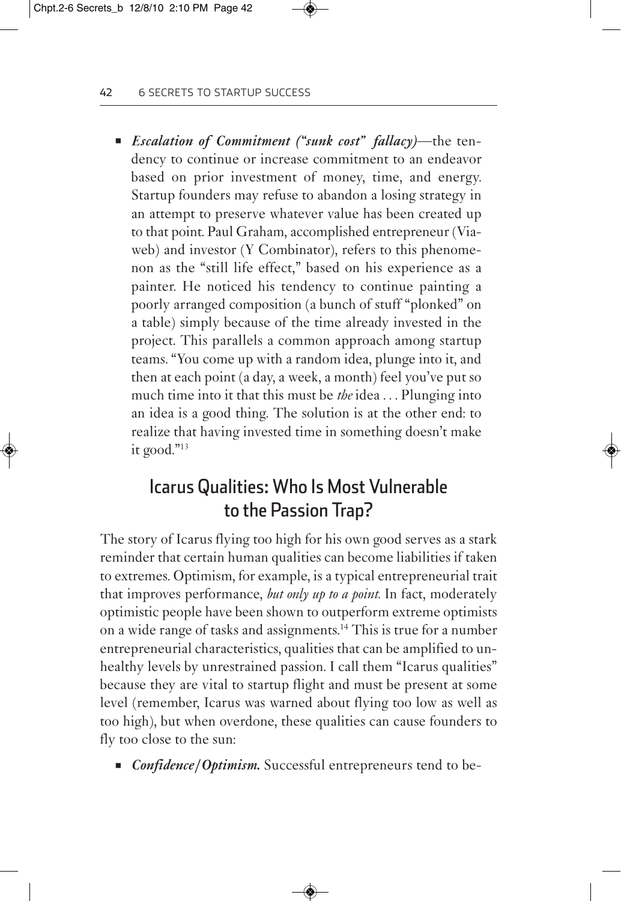- ***Escalation of Commitment ("sunk cost" fallacy)***—the tendency to continue or increase commitment to an endeavor based on prior investment of money, time, and energy. Startup founders may refuse to abandon a losing strategy in an attempt to preserve whatever value has been created up to that point. Paul Graham, accomplished entrepreneur (Viaweb) and investor (Y Combinator), refers to this phenomenon as the "still life effect," based on his experience as a painter. He noticed his tendency to continue painting a poorly arranged composition (a bunch of stuff "plonked" on a table) simply because of the time already invested in the project. This parallels a common approach among startup teams. "You come up with a random idea, plunge into it, and then at each point (a day, a week, a month) feel you've put so much time into it that this must be *the* idea . . . Plunging into an idea is a good thing. The solution is at the other end: to realize that having invested time in something doesn't make it good."[13]

## Icarus Qualities: Who Is Most Vulnerable to the Passion Trap?

The story of Icarus flying too high for his own good serves as a stark reminder that certain human qualities can become liabilities if taken to extremes. Optimism, for example, is a typical entrepreneurial trait that improves performance, *but only up to a point.* In fact, moderately optimistic people have been shown to outperform extreme optimists on a wide range of tasks and assignments.[14] This is true for a number entrepreneurial characteristics, qualities that can be amplified to unhealthy levels by unrestrained passion. I call them "Icarus qualities" because they are vital to startup flight and must be present at some level (remember, Icarus was warned about flying too low as well as too high), but when overdone, these qualities can cause founders to fly too close to the sun:

- ***Confidence/Optimism.*** Successful entrepreneurs tend to be-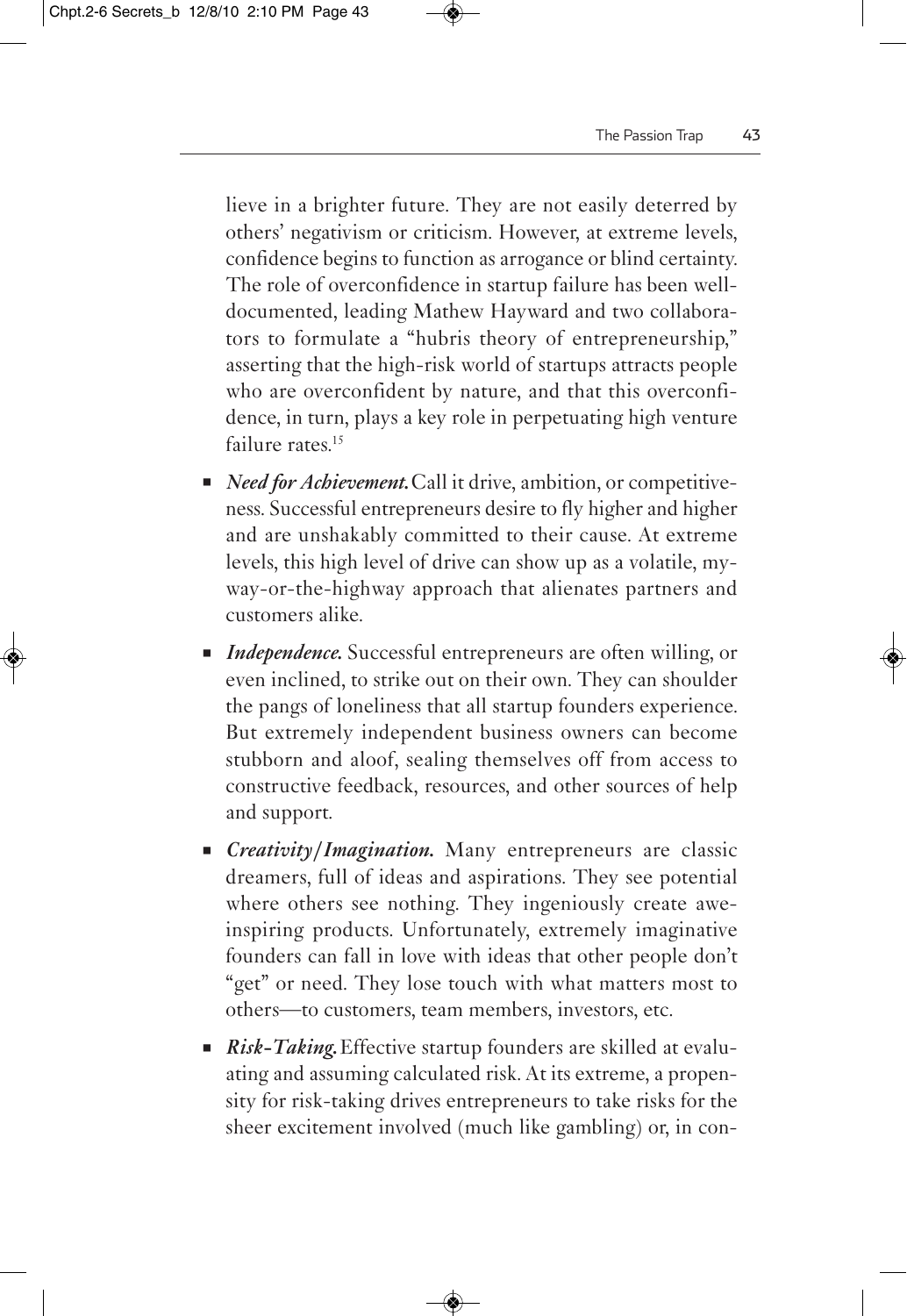lieve in a brighter future. They are not easily deterred by others' negativism or criticism. However, at extreme levels, confidence begins to function as arrogance or blind certainty. The role of overconfidence in startup failure has been well-documented, leading Mathew Hayward and two collaborators to formulate a "hubris theory of entrepreneurship," asserting that the high-risk world of startups attracts people who are overconfident by nature, and that this overconfidence, in turn, plays a key role in perpetuating high venture failure rates.[15]

- ***Need for Achievement.*** Call it drive, ambition, or competitiveness. Successful entrepreneurs desire to fly higher and higher and are unshakably committed to their cause. At extreme levels, this high level of drive can show up as a volatile, my-way-or-the-highway approach that alienates partners and customers alike.
- ***Independence.*** Successful entrepreneurs are often willing, or even inclined, to strike out on their own. They can shoulder the pangs of loneliness that all startup founders experience. But extremely independent business owners can become stubborn and aloof, sealing themselves off from access to constructive feedback, resources, and other sources of help and support.
- ***Creativity/Imagination.*** Many entrepreneurs are classic dreamers, full of ideas and aspirations. They see potential where others see nothing. They ingeniously create awe-inspiring products. Unfortunately, extremely imaginative founders can fall in love with ideas that other people don't "get" or need. They lose touch with what matters most to others—to customers, team members, investors, etc.
- ***Risk-Taking.*** Effective startup founders are skilled at evaluating and assuming calculated risk. At its extreme, a propensity for risk-taking drives entrepreneurs to take risks for the sheer excitement involved (much like gambling) or, in con-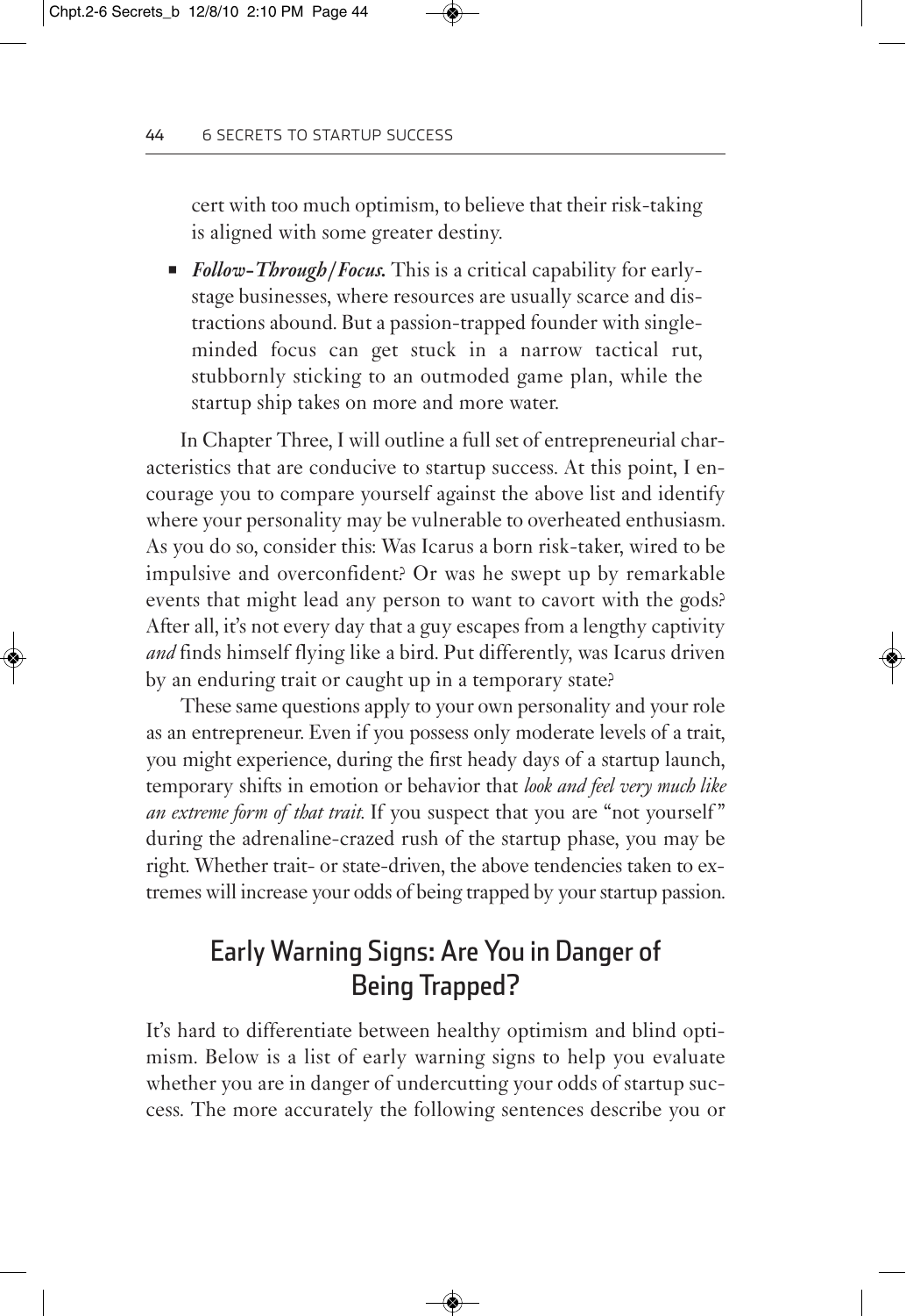cert with too much optimism, to believe that their risk-taking is aligned with some greater destiny.

- ***Follow-Through/Focus.*** This is a critical capability for early-stage businesses, where resources are usually scarce and distractions abound. But a passion-trapped founder with single-minded focus can get stuck in a narrow tactical rut, stubbornly sticking to an outmoded game plan, while the startup ship takes on more and more water.

In Chapter Three, I will outline a full set of entrepreneurial characteristics that are conducive to startup success. At this point, I encourage you to compare yourself against the above list and identify where your personality may be vulnerable to overheated enthusiasm. As you do so, consider this: Was Icarus a born risk-taker, wired to be impulsive and overconfident? Or was he swept up by remarkable events that might lead any person to want to cavort with the gods? After all, it's not every day that a guy escapes from a lengthy captivity *and* finds himself flying like a bird. Put differently, was Icarus driven by an enduring trait or caught up in a temporary state?

These same questions apply to your own personality and your role as an entrepreneur. Even if you possess only moderate levels of a trait, you might experience, during the first heady days of a startup launch, temporary shifts in emotion or behavior that *look and feel very much like an extreme form of that trait.* If you suspect that you are "not yourself" during the adrenaline-crazed rush of the startup phase, you may be right. Whether trait- or state-driven, the above tendencies taken to extremes will increase your odds of being trapped by your startup passion.

## Early Warning Signs: Are You in Danger of Being Trapped?

It's hard to differentiate between healthy optimism and blind optimism. Below is a list of early warning signs to help you evaluate whether you are in danger of undercutting your odds of startup success. The more accurately the following sentences describe you or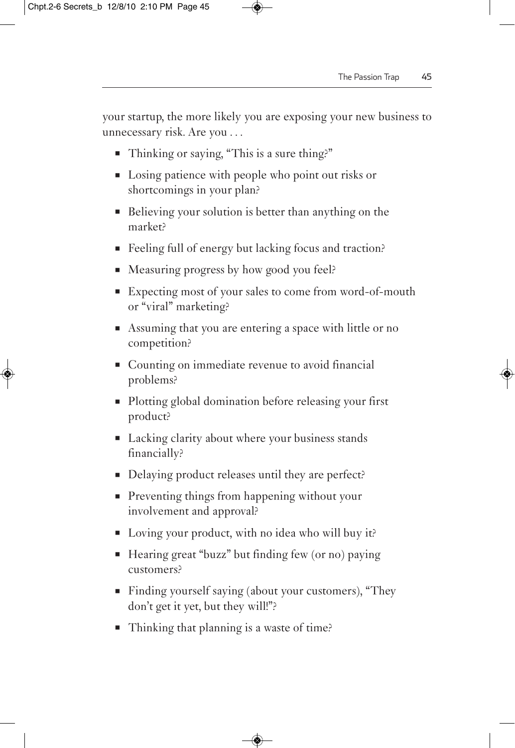your startup, the more likely you are exposing your new business to unnecessary risk. Are you . . .

- Thinking or saying, "This is a sure thing?"
- Losing patience with people who point out risks or shortcomings in your plan?
- Believing your solution is better than anything on the market?
- Feeling full of energy but lacking focus and traction?
- Measuring progress by how good you feel?
- Expecting most of your sales to come from word-of-mouth or "viral" marketing?
- Assuming that you are entering a space with little or no competition?
- Counting on immediate revenue to avoid financial problems?
- Plotting global domination before releasing your first product?
- Lacking clarity about where your business stands financially?
- Delaying product releases until they are perfect?
- Preventing things from happening without your involvement and approval?
- Loving your product, with no idea who will buy it?
- Hearing great "buzz" but finding few (or no) paying customers?
- Finding yourself saying (about your customers), "They don't get it yet, but they will!"?
- Thinking that planning is a waste of time?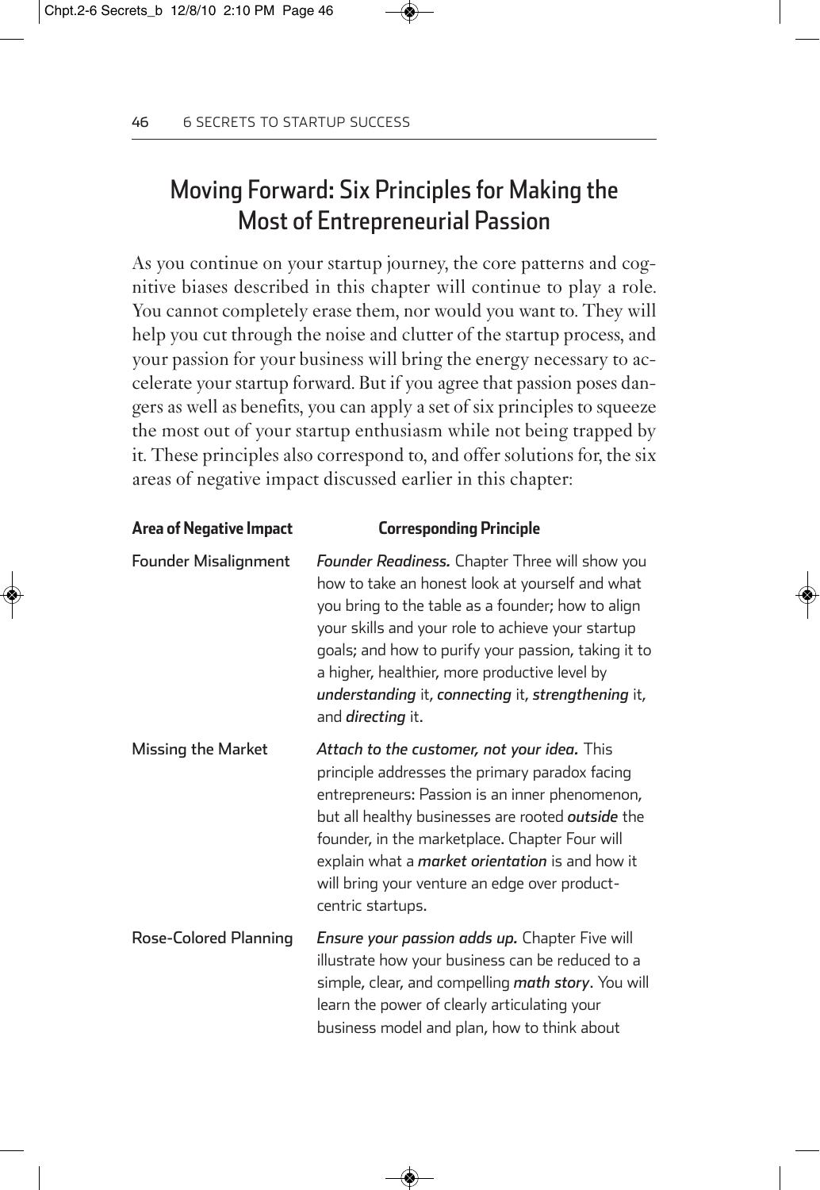## Moving Forward: Six Principles for Making the Most of Entrepreneurial Passion

As you continue on your startup journey, the core patterns and cognitive biases described in this chapter will continue to play a role. You cannot completely erase them, nor would you want to. They will help you cut through the noise and clutter of the startup process, and your passion for your business will bring the energy necessary to accelerate your startup forward. But if you agree that passion poses dangers as well as benefits, you can apply a set of six principles to squeeze the most out of your startup enthusiasm while not being trapped by it. These principles also correspond to, and offer solutions for, the six areas of negative impact discussed earlier in this chapter:

| Area of Negative Impact | Corresponding Principle |
|---|---|
| Founder Misalignment | ***Founder Readiness.*** Chapter Three will show you how to take an honest look at yourself and what you bring to the table as a founder; how to align your skills and your role to achieve your startup goals; and how to purify your passion, taking it to a higher, healthier, more productive level by ***understanding*** it, ***connecting*** it, ***strengthening*** it, and ***directing*** it. |
| Missing the Market | ***Attach to the customer, not your idea.*** This principle addresses the primary paradox facing entrepreneurs: Passion is an inner phenomenon, but all healthy businesses are rooted ***outside*** the founder, in the marketplace. Chapter Four will explain what a ***market orientation*** is and how it will bring your venture an edge over product-centric startups. |
| Rose-Colored Planning | ***Ensure your passion adds up.*** Chapter Five will illustrate how your business can be reduced to a simple, clear, and compelling ***math story***. You will learn the power of clearly articulating your business model and plan, how to think about |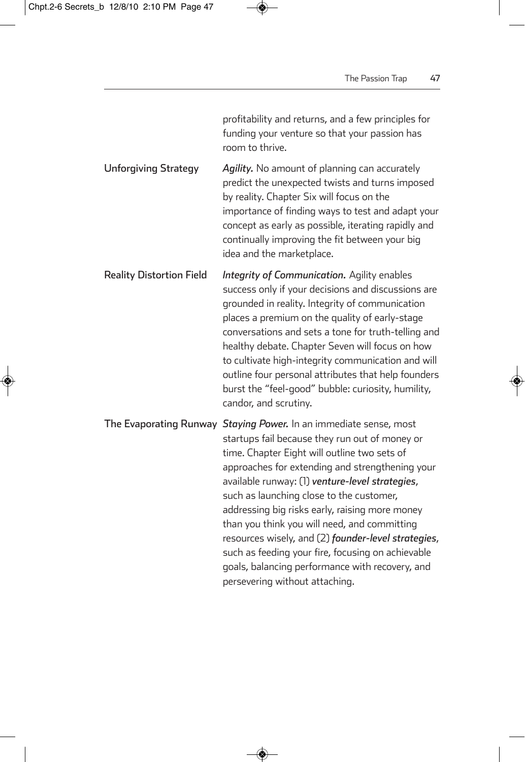| | |
|---|---|
| | profitability and returns, and a few principles for funding your venture so that your passion has room to thrive. |
| Unforgiving Strategy | ***Agility.*** No amount of planning can accurately predict the unexpected twists and turns imposed by reality. Chapter Six will focus on the importance of finding ways to test and adapt your concept as early as possible, iterating rapidly and continually improving the fit between your big idea and the marketplace. |
| Reality Distortion Field | ***Integrity of Communication.*** Agility enables success only if your decisions and discussions are grounded in reality. Integrity of communication places a premium on the quality of early-stage conversations and sets a tone for truth-telling and healthy debate. Chapter Seven will focus on how to cultivate high-integrity communication and will outline four personal attributes that help founders burst the "feel-good" bubble: curiosity, humility, candor, and scrutiny. |
| The Evaporating Runway | ***Staying Power.*** In an immediate sense, most startups fail because they run out of money or time. Chapter Eight will outline two sets of approaches for extending and strengthening your available runway: (1) ***venture-level strategies***, such as launching close to the customer, addressing big risks early, raising more money than you think you will need, and committing resources wisely, and (2) ***founder-level strategies***, such as feeding your fire, focusing on achievable goals, balancing performance with recovery, and persevering without attaching. |